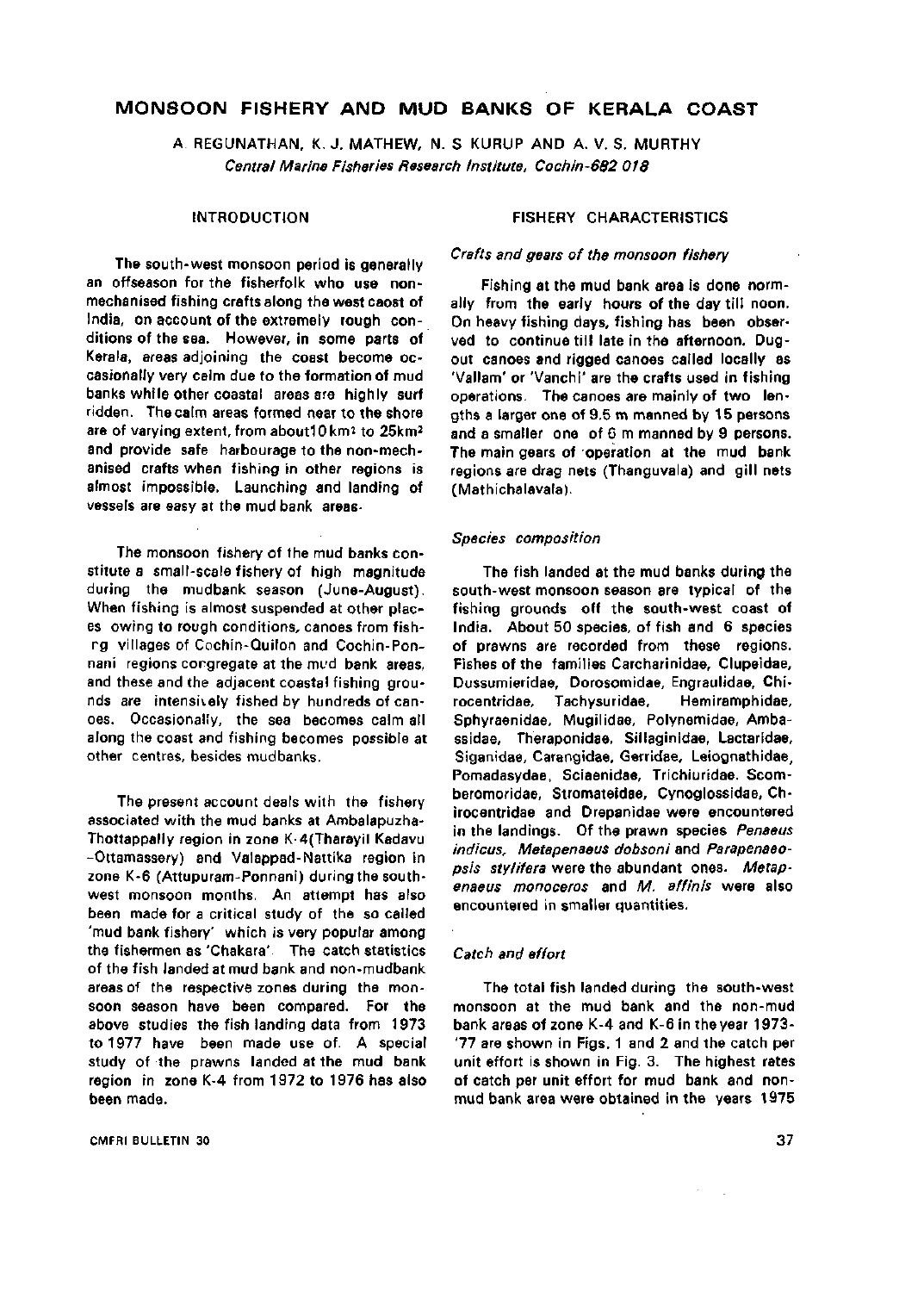# MONSOON FISHERY AND MUD BANKS OF KERALA COAST

A. REGUNATHAN, K. J. MATHEW, N. S KURUP AND A. V. S. MURTHY

*Central Marine Fisheries Research Institute, Cochin-682 018*

## INTRODUCTION

The south-west monsoon period is generally an offseason for the fisherfolk who use non-mechanised fishing crafts along the west caost of India, on account of the extremely rough conditions of the sea. However, in some parts of Kerala, areas adjoining the coast become occasionally very calm due to the formation of mud banks while other coastal areas are highly surf ridden. The calm areas formed near to the shore are of varying extent, from about10 km² to 25km² and provide safe harbourage to the non-mechanised crafts when fishing in other regions is almost impossible. Launching and landing of vessels are easy at the mud bank areas.

The monsoon fishery of the mud banks constitute a small-scale fishery of high magnitude during the mudbank season (June-August). When fishing is almost suspended at other places owing to rough conditions, canoes from fishing villages of Cochin-Quilon and Cochin-Ponnani regions congregate at the mud bank areas, and these and the adjacent coastal fishing grounds are intensively fished by hundreds of canoes. Occasionally, the sea becomes calm all along the coast and fishing becomes possible at other centres, besides mudbanks.

The present account deals with the fishery associated with the mud banks at Ambalapuzha-Thottappally region in zone K-4(Tharayil Kadavu -Ottamassery) and Valappad-Nattika region in zone K-6 (Attupuram-Ponnani) during the south-west monsoon months. An attempt has also been made for a critical study of the so called 'mud bank fishery' which is very popular among the fishermen as 'Chakara'. The catch statistics of the fish landed at mud bank and non-mudbank areas of the respective zones during the monsoon season have been compared. For the above studies the fish landing data from 1973 to 1977 have been made use of. A special study of the prawns landed at the mud bank region in zone K-4 from 1972 to 1976 has also been made.

## FISHERY CHARACTERISTICS

### *Crafts and gears of the monsoon fishery*

Fishing at the mud bank area is done normally from the early hours of the day till noon. On heavy fishing days, fishing has been observed to continue till late in the afternoon. Dug-out canoes and rigged canoes called locally as 'Vallam' or 'Vanchi' are the crafts used in fishing operations. The canoes are mainly of two lengths a larger one of 9.5 m manned by 15 persons and a smaller one of 6 m manned by 9 persons. The main gears of operation at the mud bank regions are drag nets (Thanguvala) and gill nets (Mathichalavala).

### *Species composition*

The fish landed at the mud banks during the south-west monsoon season are typical of the fishing grounds off the south-west coast of India. About 50 species of fish and 6 species of prawns are recorded from these regions. Fishes of the families Carcharinidae, Clupeidae, Dussumieridae, Dorosomidae, Engraulidae, Chirocentridae, Tachysuridae, Hemiramphidae, Sphyraenidae, Mugilidae, Polynemidae, Ambassidae, Theraponidae, Sillaginidae, Lactaridae, Siganidae, Carangidae, Gerridae, Leiognathidae, Pomadasydae, Sciaenidae, Trichiuridae, Scomberomoridae, Stromateidae, Cynoglossidae, Chirocentridae and Drepanidae were encountered in the landings. Of the prawn species *Penaeus indicus, Metapenaeus dobsoni* and *Parapenaeopsis stylifera* were the abundant ones. *Metapenaeus monoceros* and *M. affinis* were also encountered in smaller quantities.

### *Catch and effort*

The total fish landed during the south-west monsoon at the mud bank and the non-mud bank areas of zone K-4 and K-6 in the year 1973-'77 are shown in Figs. 1 and 2 and the catch per unit effort is shown in Fig. 3. The highest rates of catch per unit effort for mud bank and non-mud bank area were obtained in the years 1975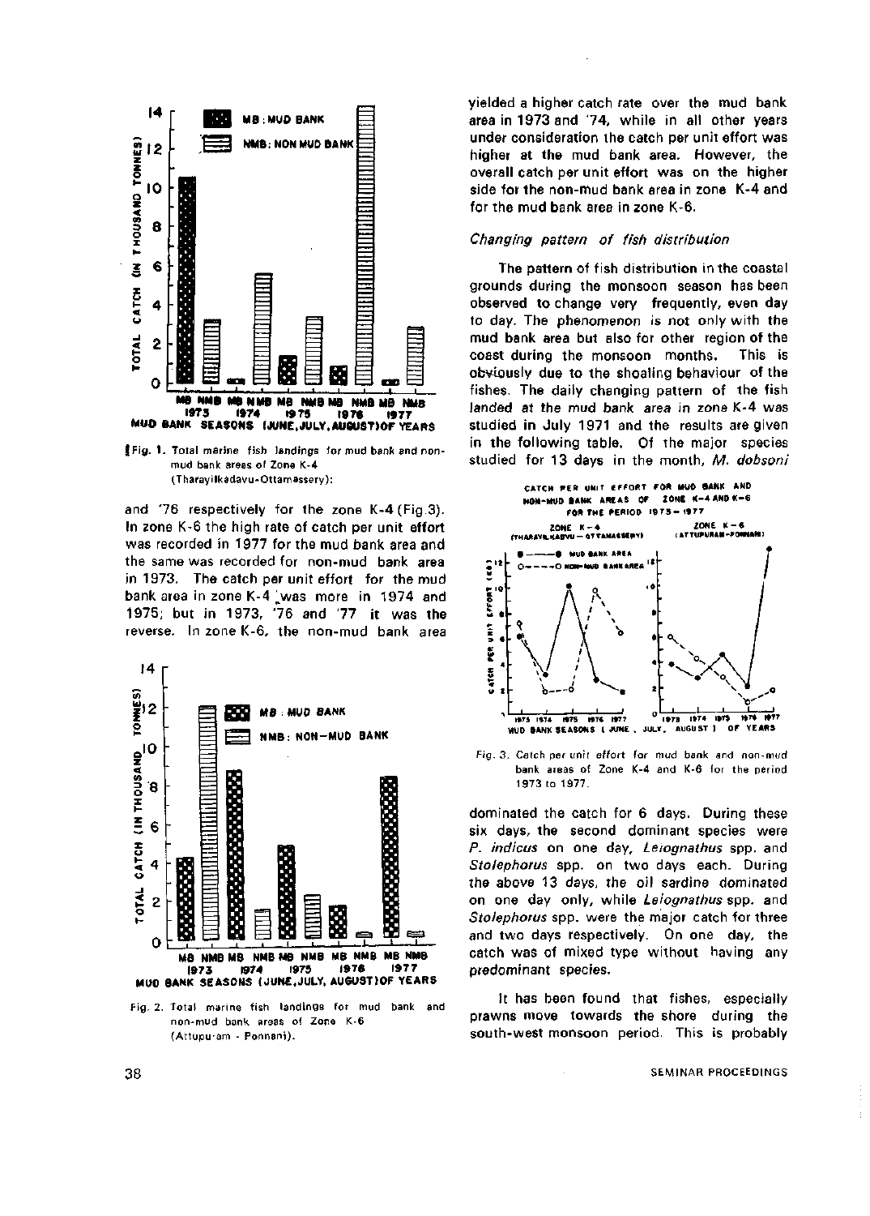14

MB : MUD BANK

NMB : NON MUD BANK

TOTAL CATCH (IN THOUSAND TONNES)

12

10

8

6

4

2

0

MB NMB MB NMB MB NMB MB NMB MB NMB
1973 1974 1975 1976 1977
MUD BANK SEASONS (JUNE, JULY, AUGUST) OF YEARS

Fig. 1. Total marine fish landings for mud bank and non-mud bank areas of Zone K-4 (Tharayilkadavu-Ottamassery):

and '76 respectively for the zone K-4 (Fig.3). In zone K-6 the high rate of catch per unit effort was recorded in 1977 for the mud bank area and the same was recorded for non-mud bank area in 1973. The catch per unit effort for the mud bank area in zone K-4 was more in 1974 and 1975; but in 1973, '76 and '77 it was the reverse. In zone K-6, the non-mud bank area

14

12

10

8

6

4

2

0

TOTAL CATCH (IN THOUSAND TONNES)

MB : MUD BANK

NMB: NON-MUD BANK

MB NMB MB NMB MB NMB MB NMB MB NMB
1973 1974 1975 1976 1977
MUD BANK SEASONS (JUNE, JULY, AUGUST) OF YEARS

Fig. 2. Total marine fish landings for mud bank and non-mud bank areas of Zone K-6 (Attupuram - Ponnani).

yielded a higher catch rate over the mud bank area in 1973 and '74, while in all other years under consideration the catch per unit effort was higher at the mud bank area. However, the overall catch per unit effort was on the higher side for the non-mud bank area in zone K-4 and for the mud bank area in zone K-6.

### *Changing pattern of fish distribution*

The pattern of fish distribution in the coastal grounds during the monsoon season has been observed to change very frequently, even day to day. The phenomenon is not only with the mud bank area but also for other region of the coast during the monsoon months. This is obviously due to the shoaling behaviour of the fishes. The daily changing pattern of the fish landed at the mud bank area in zone K-4 was studied in July 1971 and the results are given in the following table. Of the major species studied for 13 days in the month, *M. dobsoni*

CATCH PER UNIT EFFORT FOR MUD BANK AND NON-MUD BANK AREAS OF ZONE K-4 AND K-6 FOR THE PERIOD 1973 - 1977

ZONE K-4 (THARAYILKADAVU - OTTAMASSERY)

ZONE K-6 (ATTUPURAM - PONNANI)

●——● MUD BANK AREA

O- - - -O NON-MUD BANK AREA

CATCH PER UNIT EFFORT (KG)

12

10

8

6

4

2

0

1973 1974 1975 1976 1977 1973 1974 1975 1976 1977

MUD BANK SEASONS ( JUNE, JULY, AUGUST ) OF YEARS

Fig. 3. Catch per unit effort for mud bank and non-mud bank areas of Zone K-4 and K-6 for the period 1973 to 1977.

dominated the catch for 6 days. During these six days, the second dominant species were *P. indicus* on one day, *Leiognathus* spp. and *Stolephorus* spp. on two days each. During the above 13 days, the oil sardine dominated on one day only, while *Leiognathus* spp. and *Stolephorus* spp. were the major catch for three and two days respectively. On one day, the catch was of mixed type without having any predominant species.

It has been found that fishes, especially prawns move towards the shore during the south-west monsoon period. This is probably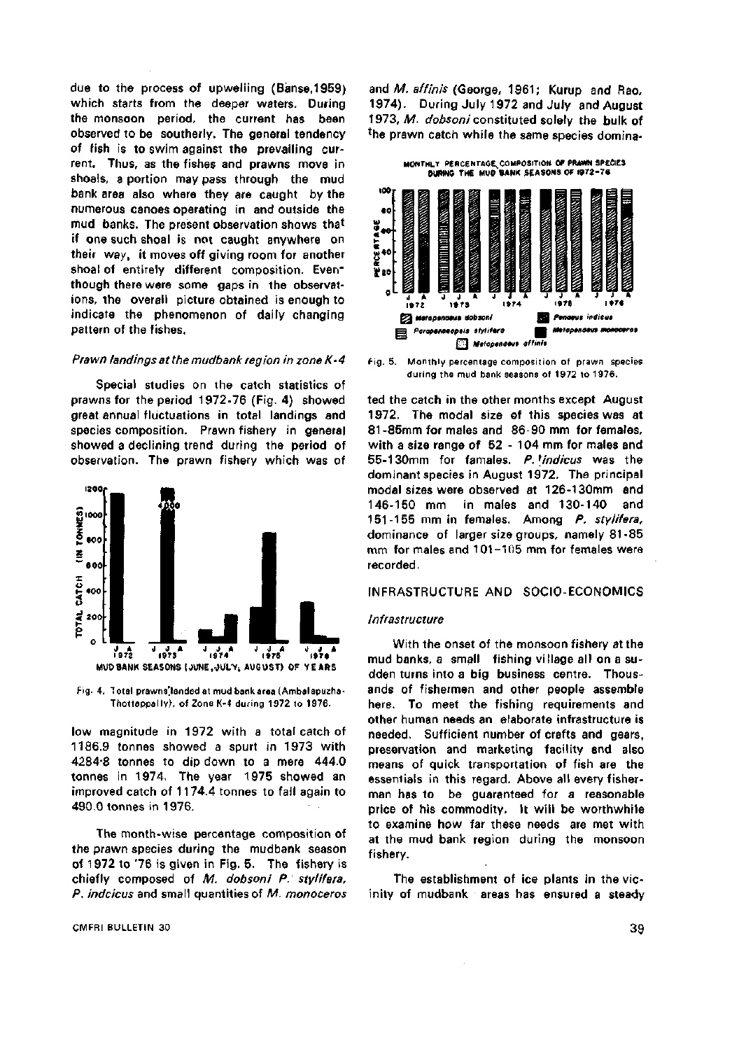due to the process of upwelling (Banse,1959) which starts from the deeper waters. During the monsoon period, the current has been observed to be southerly. The general tendency of fish is to swim against the prevailing current. Thus, as the fishes and prawns move in shoals, a portion may pass through the mud bank area also where they are caught by the numerous canoes operating in and outside the mud banks. The present observation shows that if one such shoal is not caught anywhere on their way, it moves off giving room for another shoal of entirely different composition. Eventhough there were some gaps in the observations, the overall picture obtained is enough to indicate the phenomenon of daily changing pattern of the fishes.

### *Prawn landings at the mudbank region in zone K-4*

Special studies on the catch statistics of prawns for the period 1972-76 (Fig. 4) showed great annual fluctuations in total landings and species composition. Prawn fishery in general showed a declining trend during the period of observation. The prawn fishery which was of

TOTAL CATCH (IN TONNES)
1200
1000
800
600
400
200
0
4000
J A 1972
J J A 1973
J J A 1974
J J A 1975
J J A 1976
MUD BANK SEASONS (JUNE, JULY, AUGUST) OF YEARS

Fig. 4. Total prawns landed at mud bank area (Ambalapuzha-Thottappally), of Zone K-4 during 1972 to 1976.

low magnitude in 1972 with a total catch of 1186.9 tonnes showed a spurt in 1973 with 4284·8 tonnes to dip down to a mere 444.0 tonnes in 1974. The year 1975 showed an improved catch of 1174.4 tonnes to fall again to 490.0 tonnes in 1976.

The month-wise percentage composition of the prawn species during the mudbank season of 1972 to '76 is given in Fig. 5. The fishery is chiefly composed of *M. dobsoni P. stylifera, P. indcicus* and small quantities of *M. monoceros* and *M. affinis* (George, 1961; Kurup and Rao, 1974). During July 1972 and July and August 1973, *M. dobsoni* constituted solely the bulk of the prawn catch while the same species dominated the catch in the other months except August 1972. The modal size of this species was at 81-85mm for males and 86-90 mm for females, with a size range of 52 - 104 mm for males and 55-130mm for famales. *P. indicus* was the dominant species in August 1972. The principal modal sizes were observed at 126-130mm and 146-150 mm in males and 130-140 and 151-155 mm in females. Among *P. stylifera*, dominance of larger size groups, namely 81-85 mm for males and 101-105 mm for females were recorded.

MONTHLY PERCENTAGE COMPOSITION OF PRAWN SPECIES DURING THE MUD BANK SEASONS OF 1972-76
PERCENTAGE
100
80
60
40
20
0
J A 1972
J J A 1973
J J A 1974
J J A 1975
J J A 1976
*Metapenaeus dobsoni*
*Penaeus indicus*
*Parapenaeopsis stylifera*
*Metapenaeus monoceros*
*Metapenaeus affinis*

Fig. 5. Monthly percentage composition of prawn species during the mud bank seasons of 1972 to 1976.

## INFRASTRUCTURE AND SOCIO-ECONOMICS

### *Infrastructure*

With the onset of the monsoon fishery at the mud banks, a small fishing village all on a sudden turns into a big business centre. Thousands of fishermen and other people assemble here. To meet the fishing requirements and other human needs an elaborate infrastructure is needed. Sufficient number of crafts and gears, preservation and marketing facility and also means of quick transportation of fish are the essentials in this regard. Above all every fisherman has to be guaranteed for a reasonable price of his commodity. It will be worthwhile to examine how far these needs are met with at the mud bank region during the monsoon fishery.

The establishment of ice plants in the vicinity of mudbank areas has ensured a steady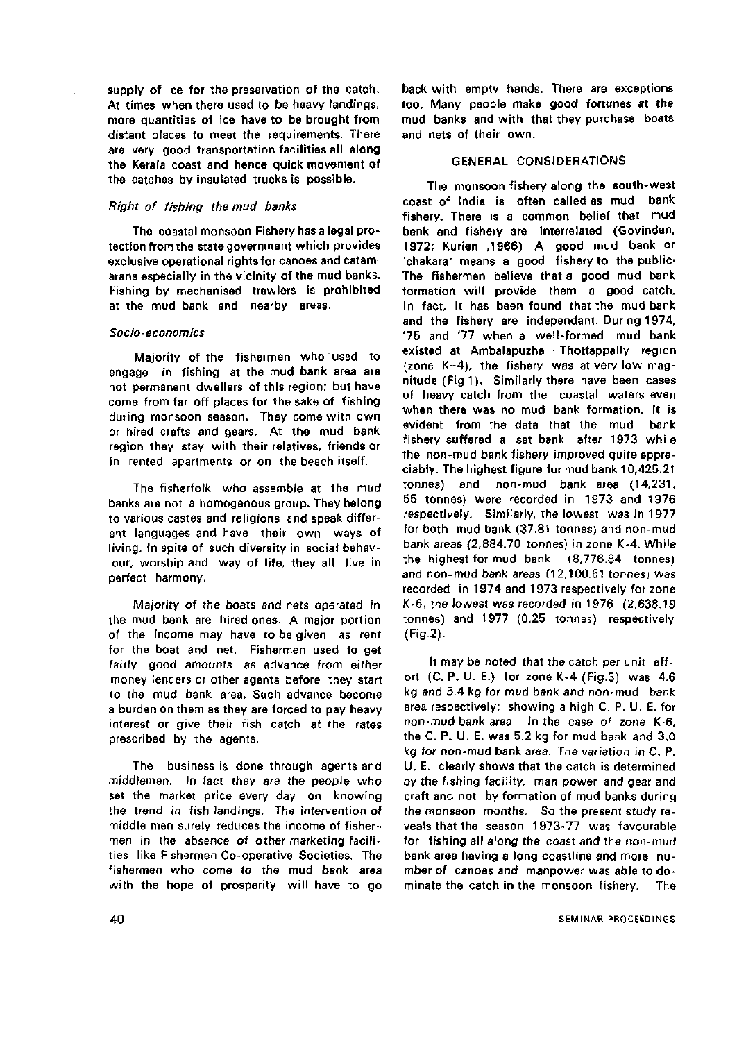supply of ice for the preservation of the catch. At times when there used to be heavy landings, more quantities of ice have to be brought from distant places to meet the requirements. There are very good transportation facilities all along the Kerala coast and hence quick movement of the catches by insulated trucks is possible.

### *Right of fishing the mud banks*

The coastal monsoon Fishery has a legal protection from the state government which provides exclusive operational rights for canoes and catamarans especially in the vicinity of the mud banks. Fishing by mechanised trawlers is prohibited at the mud bank and nearby areas.

### *Socio-economics*

Majority of the fishermen who used to engage in fishing at the mud bank area are not permanent dwellers of this region; but have come from far off places for the sake of fishing during monsoon season. They come with own or hired crafts and gears. At the mud bank region they stay with their relatives, friends or in rented apartments or on the beach itself.

The fisherfolk who assemble at the mud banks are not a homogenous group. They belong to various castes and religions and speak different languages and have their own ways of living. In spite of such diversity in social behaviour, worship and way of life, they all live in perfect harmony.

Majority of the boats and nets operated in the mud bank are hired ones. A major portion of the income may have to be given as rent for the boat and net. Fishermen used to get fairly good amounts as advance from either money lenders or other agents before they start to the mud bank area. Such advance become a burden on them as they are forced to pay heavy interest or give their fish catch at the rates prescribed by the agents.

The business is done through agents and middlemen. In fact they are the people who set the market price every day on knowing the trend in fish landings. The intervention of middle men surely reduces the income of fishermen in the absence of other marketing facilities like Fishermen Co-operative Societies. The fishermen who come to the mud bank area with the hope of prosperity will have to go back with empty hands. There are exceptions too. Many people make good fortunes at the mud banks and with that they purchase boats and nets of their own.

## GENERAL CONSIDERATIONS

The monsoon fishery along the south-west coast of India is often called as mud bank fishery. There is a common belief that mud bank and fishery are interrelated (Govindan, 1972; Kurien ,1966) A good mud bank or 'chakara' means a good fishery to the public. The fishermen believe that a good mud bank formation will provide them a good catch. In fact, it has been found that the mud bank and the fishery are independant. During 1974, '75 and '77 when a well-formed mud bank existed at Ambalapuzha – Thottappally region (zone K–4), the fishery was at very low magnitude (Fig.1). Similarly there have been cases of heavy catch from the coastal waters even when there was no mud bank formation. It is evident from the data that the mud bank fishery suffered a set bank after 1973 while the non-mud bank fishery improved quite appreciably. The highest figure for mud bank 10,425.21 tonnes) and non-mud bank area (14,231. 55 tonnes) were recorded in 1973 and 1976 respectively. Similarly, the lowest was in 1977 for both mud bank (37.81 tonnes) and non-mud bank areas (2,884.70 tonnes) in zone K-4. While the highest for mud bank (8,776.84 tonnes) and non-mud bank areas (12,100.61 tonnes) was recorded in 1974 and 1973 respectively for zone K-6, the lowest was recorded in 1976 (2,638.19 tonnes) and 1977 (0.25 tonnes) respectively (Fig.2).

It may be noted that the catch per unit effort (C. P. U. E.) for zone K-4 (Fig.3) was 4.6 kg and 5.4 kg for mud bank and non-mud bank area respectively; showing a high C. P. U. E. for non-mud bank area In the case of zone K-6, the C. P. U. E. was 5.2 kg for mud bank and 3.0 kg for non-mud bank area. The variation in C. P. U. E. clearly shows that the catch is determined by the fishing facility, man power and gear and craft and not by formation of mud banks during the monsoon months. So the present study reveals that the season 1973-77 was favourable for fishing all along the coast and the non-mud bank area having a long coastline and more number of canoes and manpower was able to dominate the catch in the monsoon fishery. The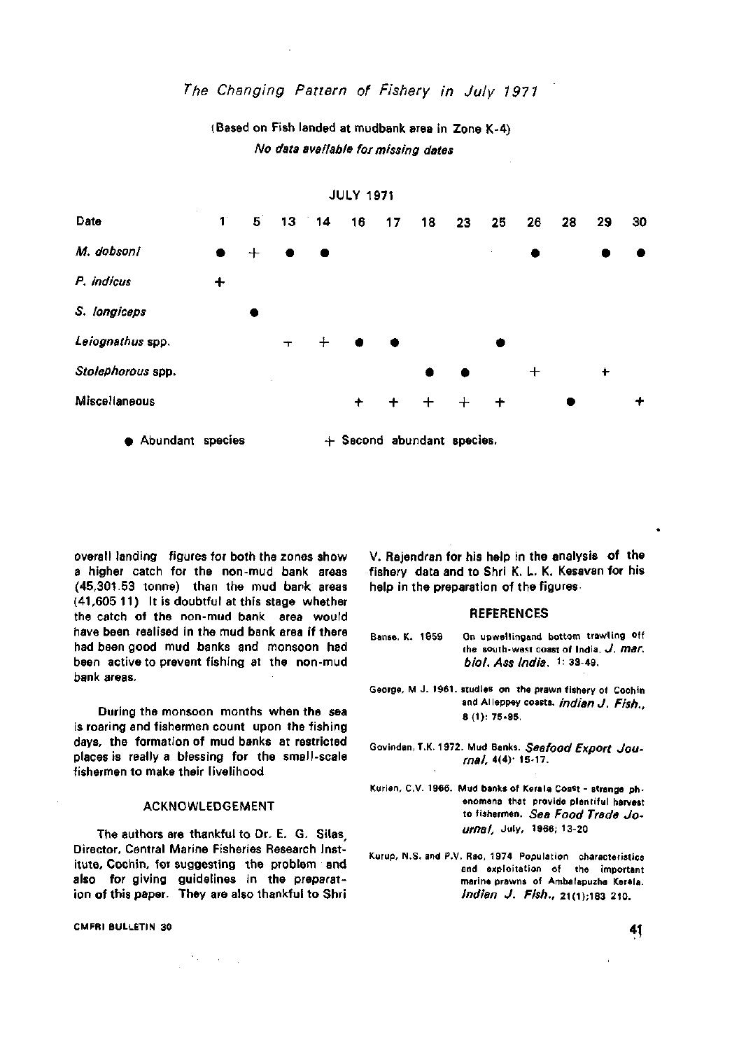*The Changing Pattern of Fishery in July 1971*

(Based on Fish landed at mudbank area in Zone K-4)

*No data available for missing dates*

JULY 1971

| Date | 1 | 5 | 13 | 14 | 16 | 17 | 18 | 23 | 25 | 26 | 28 | 29 | 30 |
|---|---|---|---|---|---|---|---|---|---|---|---|---|---|
| *M. dobsoni* | ● | + | ● | ● | | | | | | ● | | ● | ● |
| *P. indicus* | + | | | | | | | | | | | | |
| *S. longiceps* | | ● | | | | | | | | | | | |
| *Leiognathus* spp. | | | + | + | ● | ● | | | ● | | | | |
| *Stolephorous* spp. | | | | | | | ● | ● | | + | | + | |
| Miscellaneous | | | | | + | + | + | + | + | | ● | | + |

● Abundant species + Second abundant species.

overall landing figures for both the zones show a higher catch for the non-mud bank areas (45,301.53 tonne) than the mud bark areas (41,605 11) It is doubtful at this stage whether the catch of the non-mud bank area would have been realised in the mud bank area if there had been good mud banks and monsoon had been active to prevent fishing at the non-mud bank areas.

During the monsoon months when the sea is roaring and fishermen count upon the fishing days, the formation of mud banks at restricted places is really a blessing for the small-scale fishermen to make their livelihood

## ACKNOWLEDGEMENT

The authors are thankful to Dr. E. G. Silas, Director, Central Marine Fisheries Research Institute, Cochin, for suggesting the problem and also for giving guidelines in the preparation of this paper. They are also thankful to Shri V. Rajendran for his help in the analysis of the fishery data and to Shri K. L. K. Kesavan for his help in the preparation of the figures.

## REFERENCES

Banse, K. 1959 On upwellingand bottom trawling off the south-west coast of India. *J. mar. biol. Ass India.* 1: 33-49.

George, M J. 1961. studies on the prawn fishery of Cochin and Alleppey coasts. *Indian J. Fish.,* 8 (1): 75-95.

Govindan, T.K. 1972. Mud Banks. *Seafood Export Journal,* 4(4): 15-17.

Kurien, C.V. 1966. Mud banks of Kerala Coast - strange phenomena that provide plentiful harvest to fishermen. *Sea Food Trade Journal,* July, 1966; 13-20

Kurup, N.S. and P.V. Rao, 1974 Population characteristics and exploitation of the important marine prawns of Ambalapuzha Kerala. *Indian J. Fish.,* 21(1);183 210.